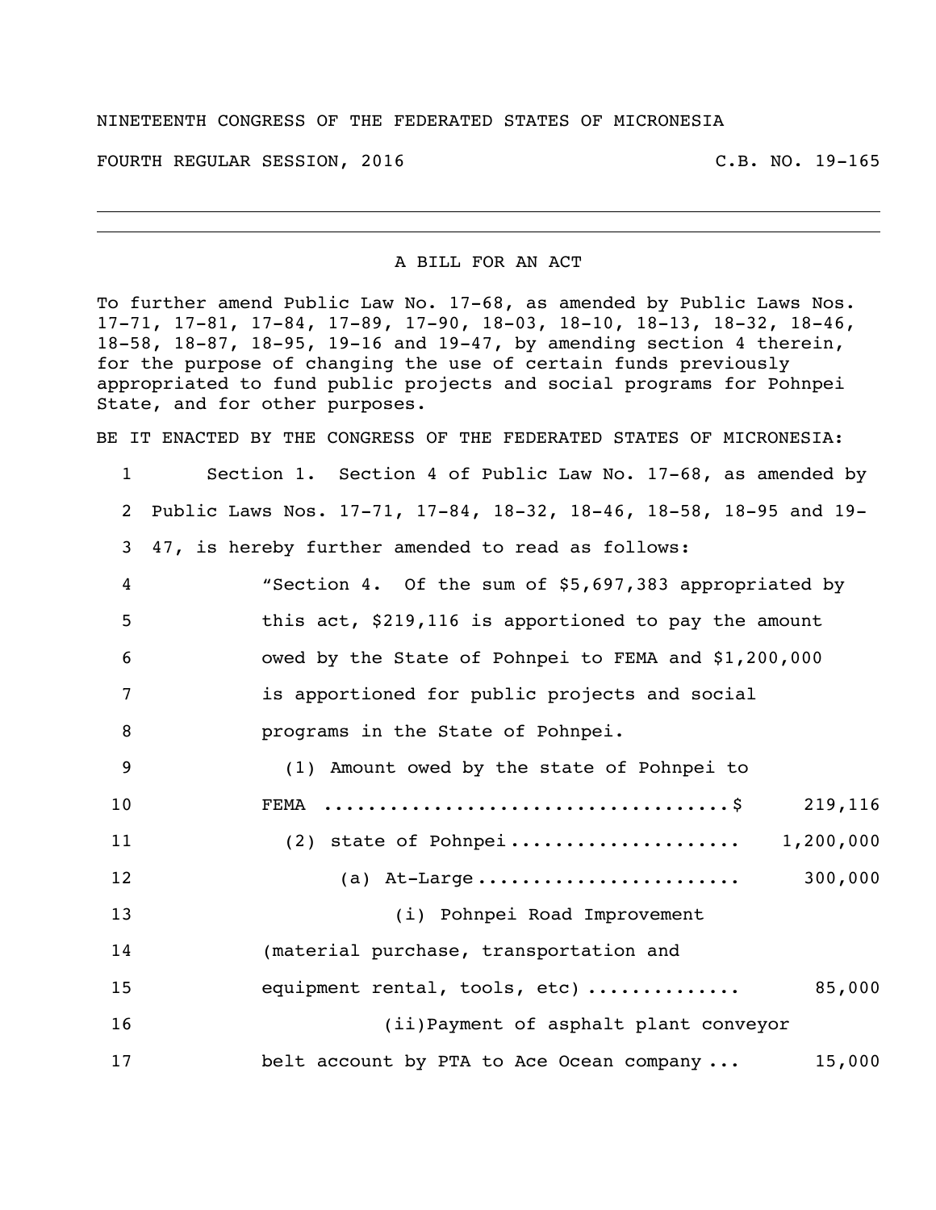NINETEENTH CONGRESS OF THE FEDERATED STATES OF MICRONESIA

FOURTH REGULAR SESSION, 2016 C.B. NO. 19-165

---

A BILL FOR AN ACT

To further amend Public Law No. 17-68, as amended by Public Laws Nos. 17-71, 17-81, 17-84, 17-89, 17-90, 18-03, 18-10, 18-13, 18-32, 18-46, 18-58, 18-87, 18-95, 19-16 and 19-47, by amending section 4 therein, for the purpose of changing the use of certain funds previously appropriated to fund public projects and social programs for Pohnpei State, and for other purposes.

BE IT ENACTED BY THE CONGRESS OF THE FEDERATED STATES OF MICRONESIA:

1 Section 1. Section 4 of Public Law No. 17-68, as amended by
2 Public Laws Nos. 17-71, 17-84, 18-32, 18-46, 18-58, 18-95 and 19-
3 47, is hereby further amended to read as follows:
4 "Section 4. Of the sum of $5,697,383 appropriated by
5 this act, $219,116 is apportioned to pay the amount
6 owed by the State of Pohnpei to FEMA and $1,200,000
7 is apportioned for public projects and social
8 programs in the State of Pohnpei.
9 (1) Amount owed by the state of Pohnpei to
10 FEMA ....................................$ 219,116
11 (2) state of Pohnpei..................... 1,200,000
12 (a) At-Large........................ 300,000
13 (i) Pohnpei Road Improvement
14 (material purchase, transportation and
15 equipment rental, tools, etc) ............. 85,000
16 (ii)Payment of asphalt plant conveyor
17 belt account by PTA to Ace Ocean company ... 15,000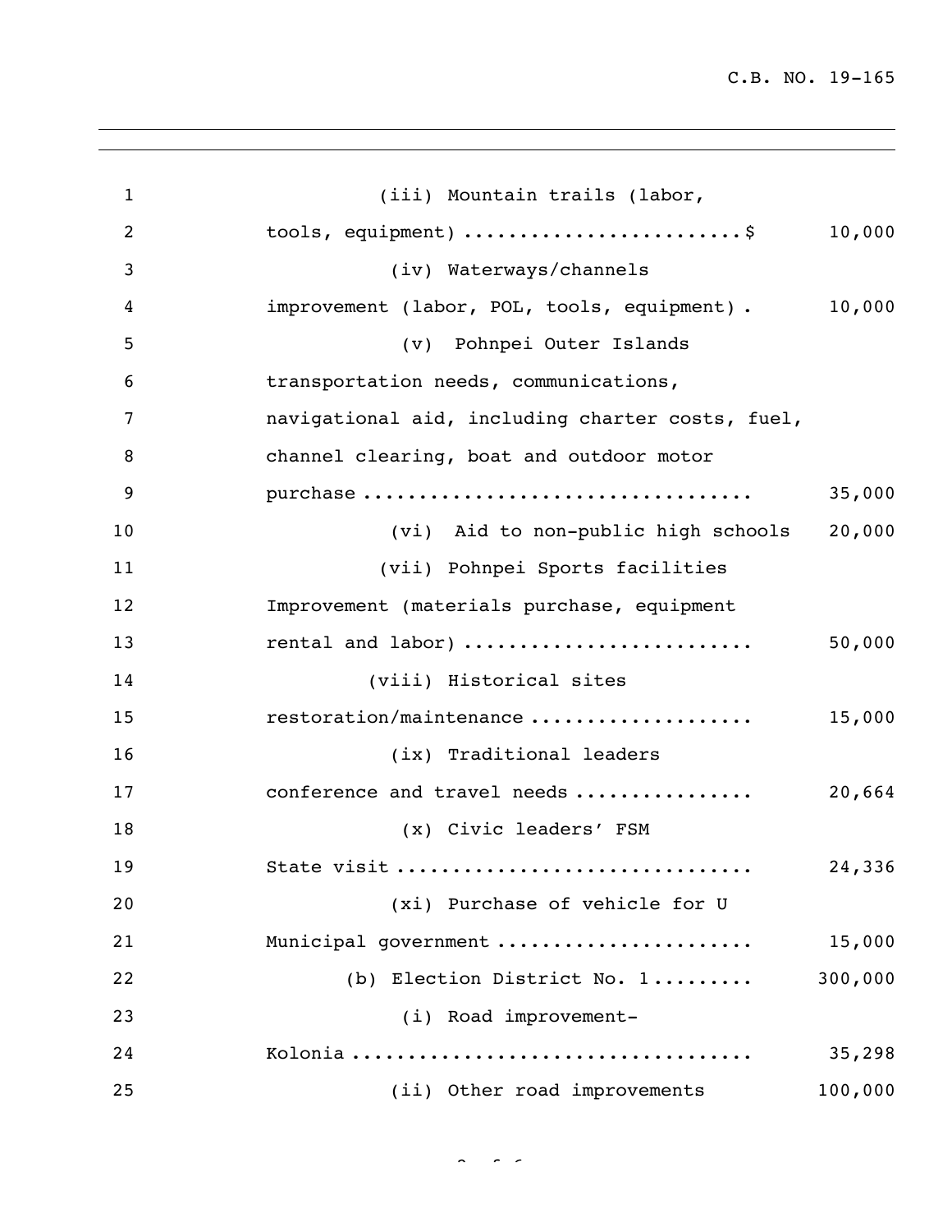(iii) Mountain trails (labor, tools, equipment) ........................$ 10,000

(iv) Waterways/channels improvement (labor, POL, tools, equipment) . 10,000

(v) Pohnpei Outer Islands transportation needs, communications, navigational aid, including charter costs, fuel, channel clearing, boat and outdoor motor purchase .................................. 35,000

(vi) Aid to non-public high schools 20,000

(vii) Pohnpei Sports facilities Improvement (materials purchase, equipment rental and labor) ......................... 50,000

(viii) Historical sites restoration/maintenance ................... 15,000

(ix) Traditional leaders conference and travel needs ................ 20,664

(x) Civic leaders' FSM State visit .............................. 24,336

(xi) Purchase of vehicle for U Municipal government ...................... 15,000

(b) Election District No. 1......... 300,000

(i) Road improvement-Kolonia .................................. 35,298

(ii) Other road improvements 100,000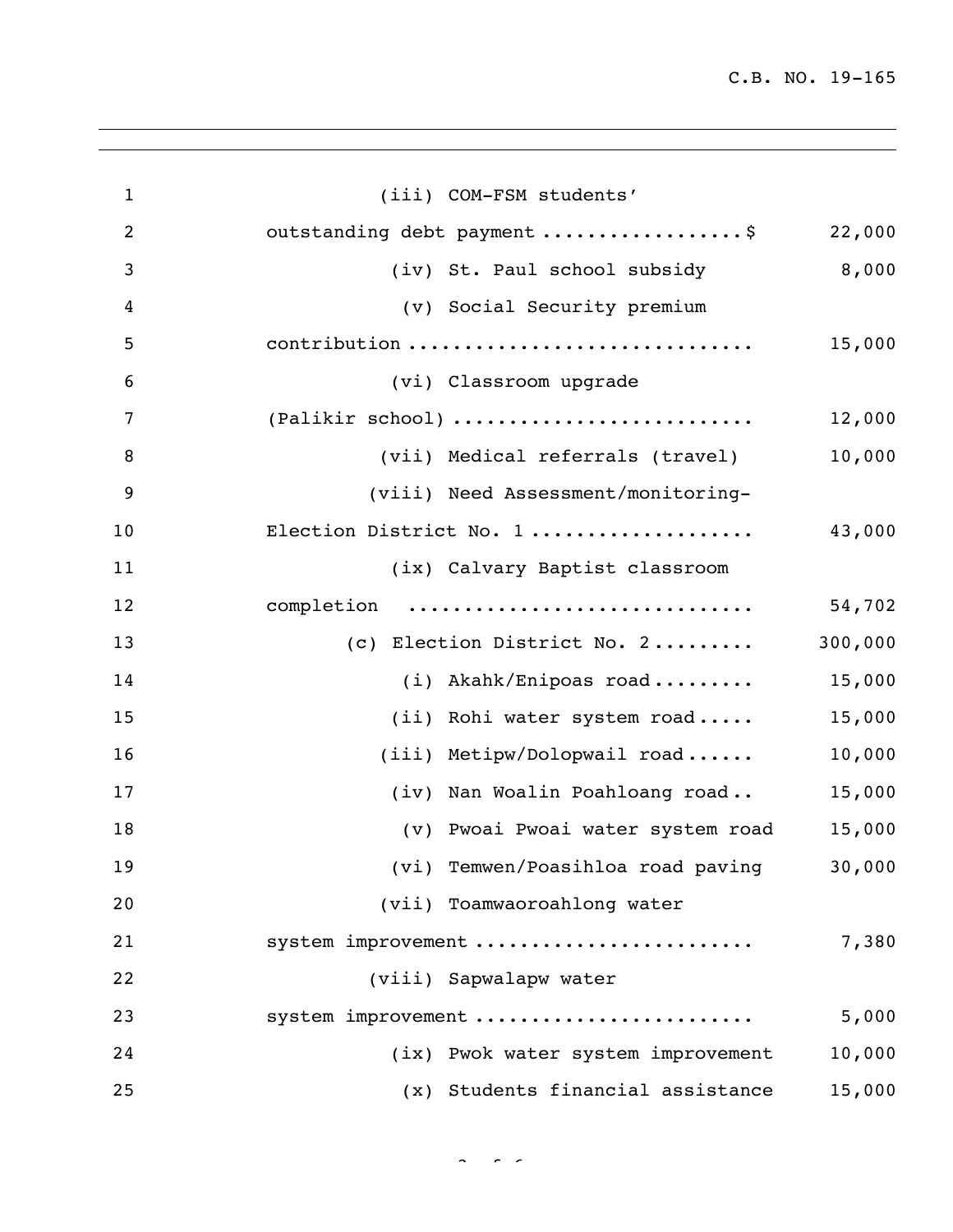(iii) COM-FSM students' outstanding debt payment ..................$ 22,000

(iv) St. Paul school subsidy 8,000

(v) Social Security premium contribution ............................... 15,000

(vi) Classroom upgrade (Palikir school) .......................... 12,000

(vii) Medical referrals (travel) 10,000

(viii) Need Assessment/monitoring-Election District No. 1 ................... 43,000

(ix) Calvary Baptist classroom completion .............................. 54,702

(c) Election District No. 2......... 300,000

(i) Akahk/Enipoas road......... 15,000

(ii) Rohi water system road..... 15,000

(iii) Metipw/Dolopwail road...... 10,000

(iv) Nan Woalin Poahloang road.. 15,000

(v) Pwoai Pwoai water system road 15,000

(vi) Temwen/Poasihloa road paving 30,000

(vii) Toamwaoroahlong water system improvement ........................ 7,380

(viii) Sapwalapw water system improvement ........................ 5,000

(ix) Pwok water system improvement 10,000

(x) Students financial assistance 15,000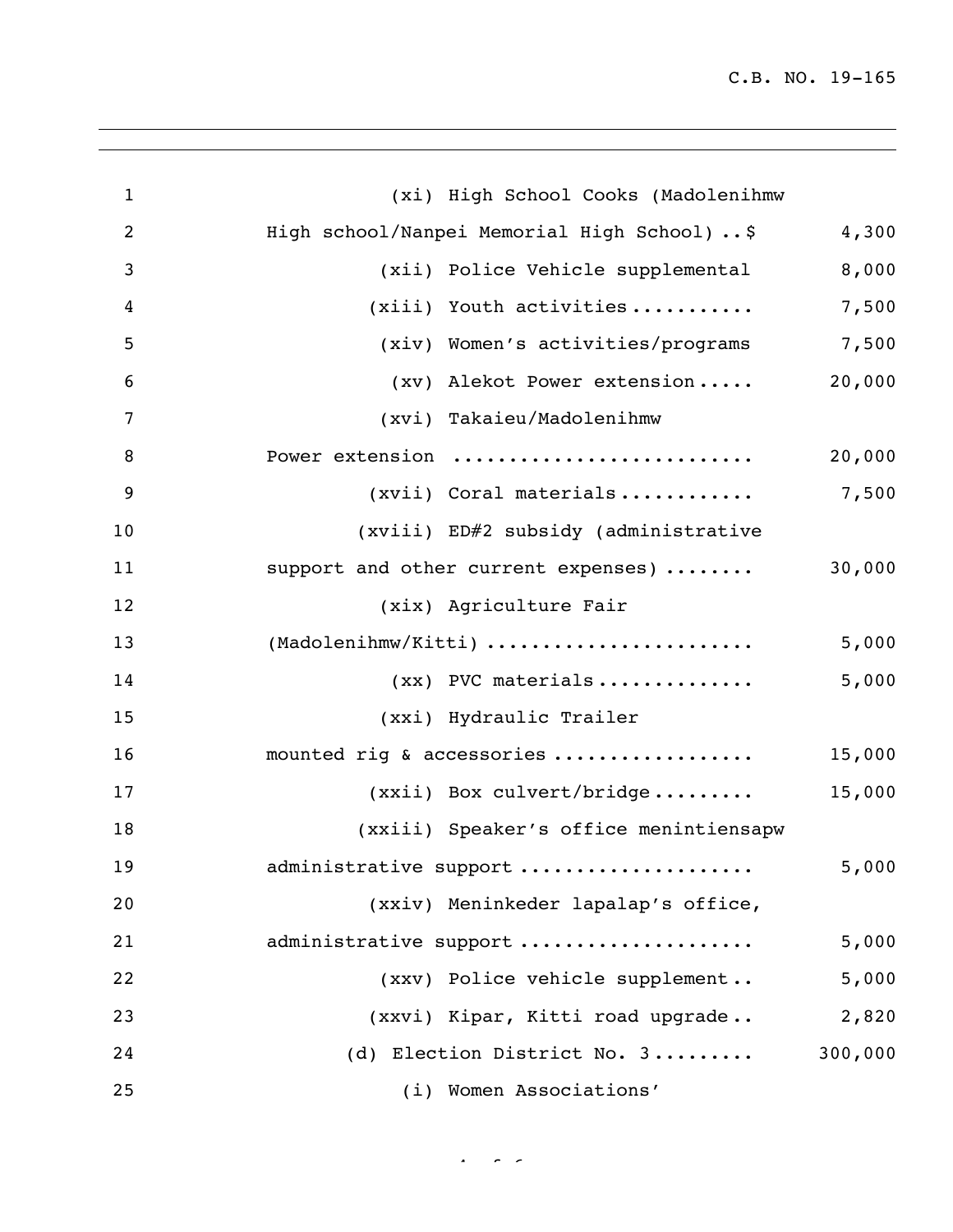(xi) High School Cooks (Madolenihmw High school/Nanpei Memorial High School) ..$ 4,300

(xii) Police Vehicle supplemental 8,000

(xiii) Youth activities........... 7,500

(xiv) Women's activities/programs 7,500

(xv) Alekot Power extension..... 20,000

(xvi) Takaieu/Madolenihmw Power extension .......................... 20,000

(xvii) Coral materials............ 7,500

(xviii) ED#2 subsidy (administrative support and other current expenses) ........ 30,000

(xix) Agriculture Fair (Madolenihmw/Kitti) ........................ 5,000

(xx) PVC materials.............. 5,000

(xxi) Hydraulic Trailer mounted rig & accessories .................. 15,000

(xxii) Box culvert/bridge......... 15,000

(xxiii) Speaker's office menintiensapw administrative support .................... 5,000

(xxiv) Meninkeder lapalap's office, administrative support .................... 5,000

(xxv) Police vehicle supplement.. 5,000

(xxvi) Kipar, Kitti road upgrade.. 2,820

(d) Election District No. 3......... 300,000

(i) Women Associations'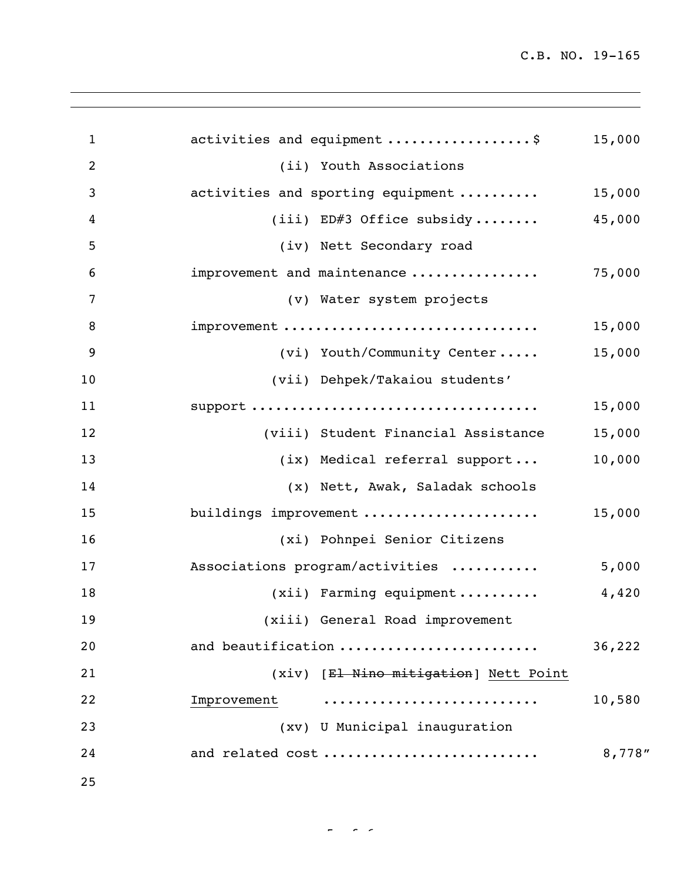activities and equipment ..................$ 15,000

(ii) Youth Associations activities and sporting equipment .......... 15,000

(iii) ED#3 Office subsidy ........ 45,000

(iv) Nett Secondary road improvement and maintenance ................ 75,000

(v) Water system projects improvement ................................ 15,000

(vi) Youth/Community Center ..... 15,000

(vii) Dehpek/Takaiou students' support .................................. 15,000

(viii) Student Financial Assistance 15,000

(ix) Medical referral support ... 10,000

(x) Nett, Awak, Saladak schools buildings improvement ..................... 15,000

(xi) Pohnpei Senior Citizens Associations program/activities ........... 5,000

(xii) Farming equipment .......... 4,420

(xiii) General Road improvement and beautification ........................ 36,222

(xiv) [~~El Nino mitigation~~] <u>Nett Point Improvement</u> ......................... 10,580

(xv) U Municipal inauguration and related cost .......................... 8,778"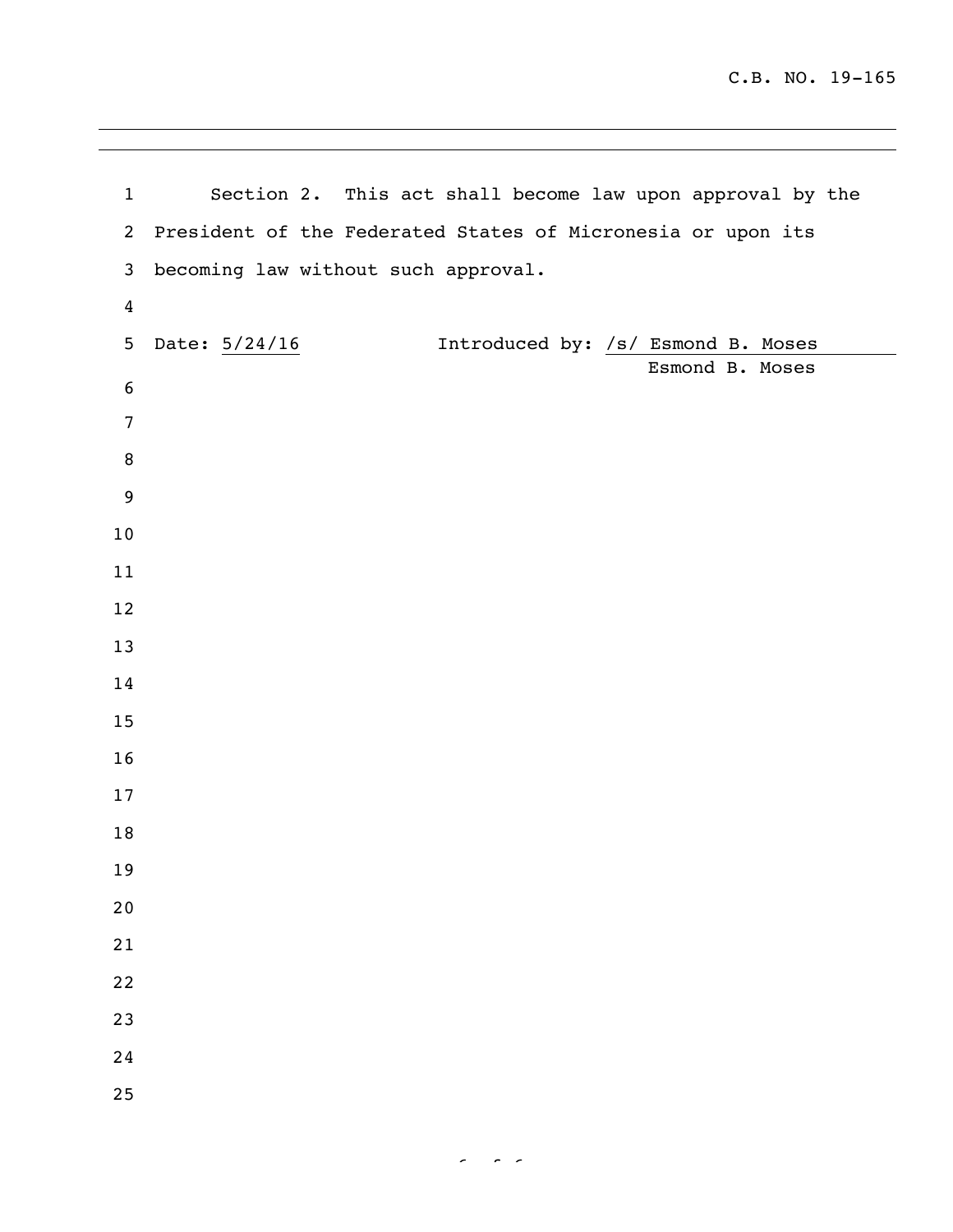Section 2. This act shall become law upon approval by the President of the Federated States of Micronesia or upon its becoming law without such approval.

Date: 5/24/16

Introduced by: /s/ Esmond B. Moses

Esmond B. Moses